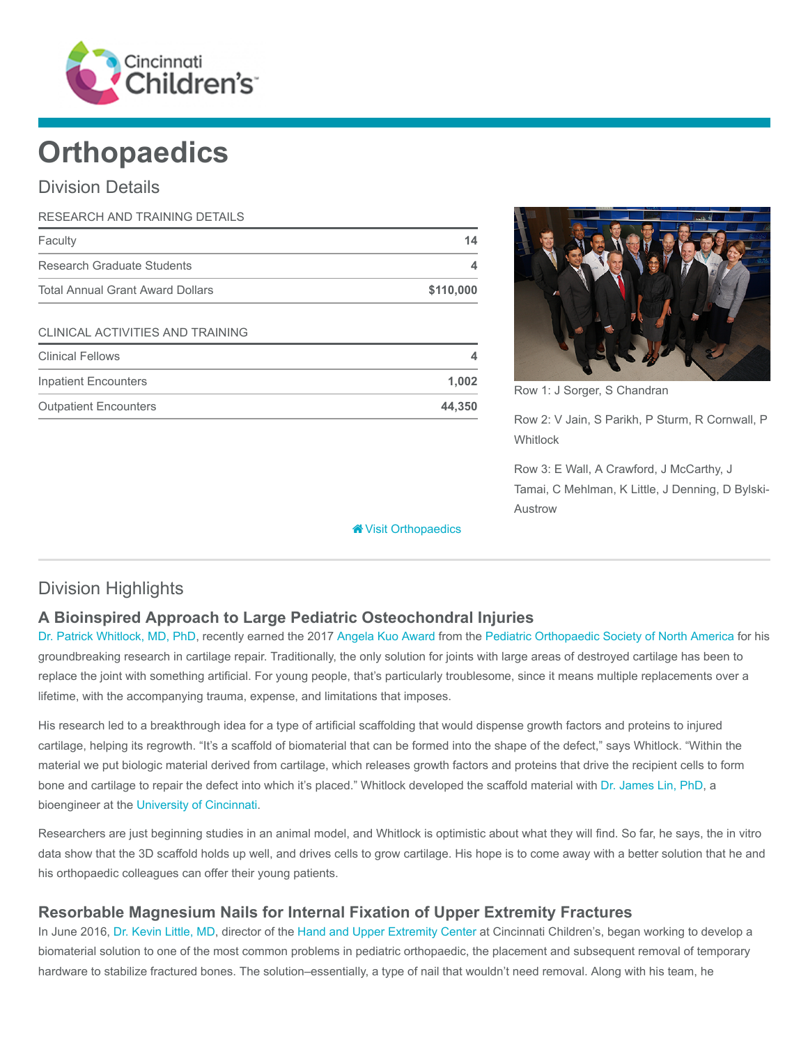# Orthopaedics

## Division Details

| RESEARCH AND TRAINING DETAILS | |
|---|---|
| Faculty | 14 |
| Research Graduate Students | 4 |
| Total Annual Grant Award Dollars | $110,000 |

| CLINICAL ACTIVITIES AND TRAINING | |
|---|---|
| Clinical Fellows | 4 |
| Inpatient Encounters | 1,002 |
| Outpatient Encounters | 44,350 |

Row 1: J Sorger, S Chandran

Row 2: V Jain, S Parikh, P Sturm, R Cornwall, P Whitlock

Row 3: E Wall, A Crawford, J McCarthy, J Tamai, C Mehlman, K Little, J Denning, D Bylski-Austrow

Visit Orthopaedics

## Division Highlights

### A Bioinspired Approach to Large Pediatric Osteochondral Injuries

Dr. Patrick Whitlock, MD, PhD, recently earned the 2017 Angela Kuo Award from the Pediatric Orthopaedic Society of North America for his groundbreaking research in cartilage repair. Traditionally, the only solution for joints with large areas of destroyed cartilage has been to replace the joint with something artificial. For young people, that's particularly troublesome, since it means multiple replacements over a lifetime, with the accompanying trauma, expense, and limitations that imposes.

His research led to a breakthrough idea for a type of artificial scaffolding that would dispense growth factors and proteins to injured cartilage, helping its regrowth. "It's a scaffold of biomaterial that can be formed into the shape of the defect," says Whitlock. "Within the material we put biologic material derived from cartilage, which releases growth factors and proteins that drive the recipient cells to form bone and cartilage to repair the defect into which it's placed." Whitlock developed the scaffold material with Dr. James Lin, PhD, a bioengineer at the University of Cincinnati.

Researchers are just beginning studies in an animal model, and Whitlock is optimistic about what they will find. So far, he says, the in vitro data show that the 3D scaffold holds up well, and drives cells to grow cartilage. His hope is to come away with a better solution that he and his orthopaedic colleagues can offer their young patients.

### Resorbable Magnesium Nails for Internal Fixation of Upper Extremity Fractures

In June 2016, Dr. Kevin Little, MD, director of the Hand and Upper Extremity Center at Cincinnati Children's, began working to develop a biomaterial solution to one of the most common problems in pediatric orthopaedic, the placement and subsequent removal of temporary hardware to stabilize fractured bones. The solution–essentially, a type of nail that wouldn't need removal. Along with his team, he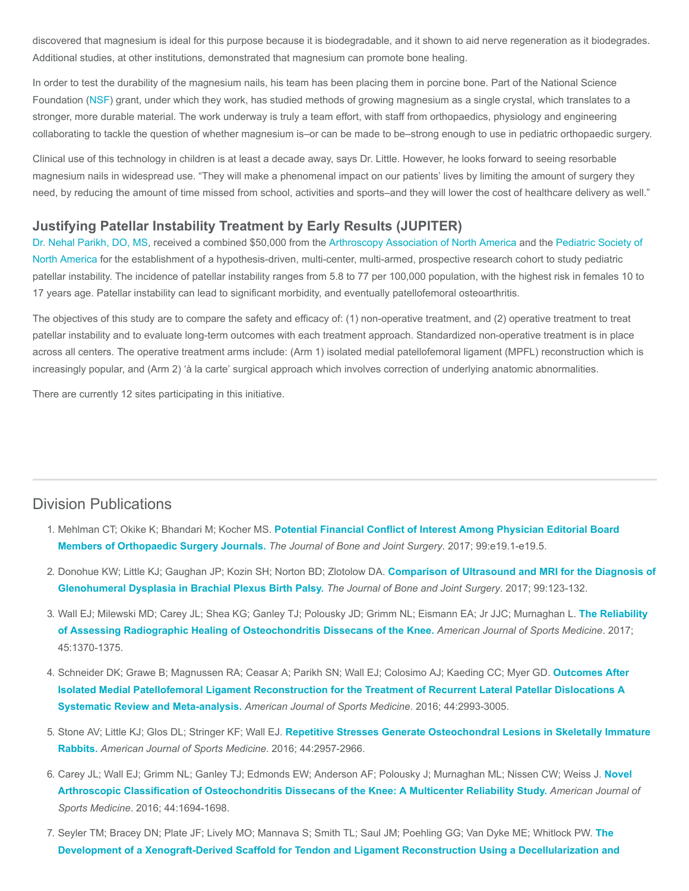discovered that magnesium is ideal for this purpose because it is biodegradable, and it shown to aid nerve regeneration as it biodegrades. Additional studies, at other institutions, demonstrated that magnesium can promote bone healing.

In order to test the durability of the magnesium nails, his team has been placing them in porcine bone. Part of the National Science Foundation (NSF) grant, under which they work, has studied methods of growing magnesium as a single crystal, which translates to a stronger, more durable material. The work underway is truly a team effort, with staff from orthopaedics, physiology and engineering collaborating to tackle the question of whether magnesium is–or can be made to be–strong enough to use in pediatric orthopaedic surgery.

Clinical use of this technology in children is at least a decade away, says Dr. Little. However, he looks forward to seeing resorbable magnesium nails in widespread use. "They will make a phenomenal impact on our patients' lives by limiting the amount of surgery they need, by reducing the amount of time missed from school, activities and sports–and they will lower the cost of healthcare delivery as well."

### Justifying Patellar Instability Treatment by Early Results (JUPITER)

Dr. Nehal Parikh, DO, MS, received a combined $50,000 from the Arthroscopy Association of North America and the Pediatric Society of North America for the establishment of a hypothesis-driven, multi-center, multi-armed, prospective research cohort to study pediatric patellar instability. The incidence of patellar instability ranges from 5.8 to 77 per 100,000 population, with the highest risk in females 10 to 17 years age. Patellar instability can lead to significant morbidity, and eventually patellofemoral osteoarthritis.

The objectives of this study are to compare the safety and efficacy of: (1) non-operative treatment, and (2) operative treatment to treat patellar instability and to evaluate long-term outcomes with each treatment approach. Standardized non-operative treatment is in place across all centers. The operative treatment arms include: (Arm 1) isolated medial patellofemoral ligament (MPFL) reconstruction which is increasingly popular, and (Arm 2) 'à la carte' surgical approach which involves correction of underlying anatomic abnormalities.

There are currently 12 sites participating in this initiative.

## Division Publications

1. Mehlman CT; Okike K; Bhandari M; Kocher MS. **Potential Financial Conflict of Interest Among Physician Editorial Board Members of Orthopaedic Surgery Journals.** *The Journal of Bone and Joint Surgery*. 2017; 99:e19.1-e19.5.
2. Donohue KW; Little KJ; Gaughan JP; Kozin SH; Norton BD; Zlotolow DA. **Comparison of Ultrasound and MRI for the Diagnosis of Glenohumeral Dysplasia in Brachial Plexus Birth Palsy.** *The Journal of Bone and Joint Surgery*. 2017; 99:123-132.
3. Wall EJ; Milewski MD; Carey JL; Shea KG; Ganley TJ; Polousky JD; Grimm NL; Eismann EA; Jr JJC; Murnaghan L. **The Reliability of Assessing Radiographic Healing of Osteochondritis Dissecans of the Knee.** *American Journal of Sports Medicine*. 2017; 45:1370-1375.
4. Schneider DK; Grawe B; Magnussen RA; Ceasar A; Parikh SN; Wall EJ; Colosimo AJ; Kaeding CC; Myer GD. **Outcomes After Isolated Medial Patellofemoral Ligament Reconstruction for the Treatment of Recurrent Lateral Patellar Dislocations A Systematic Review and Meta-analysis.** *American Journal of Sports Medicine*. 2016; 44:2993-3005.
5. Stone AV; Little KJ; Glos DL; Stringer KF; Wall EJ. **Repetitive Stresses Generate Osteochondral Lesions in Skeletally Immature Rabbits.** *American Journal of Sports Medicine*. 2016; 44:2957-2966.
6. Carey JL; Wall EJ; Grimm NL; Ganley TJ; Edmonds EW; Anderson AF; Polousky J; Murnaghan ML; Nissen CW; Weiss J. **Novel Arthroscopic Classification of Osteochondritis Dissecans of the Knee: A Multicenter Reliability Study.** *American Journal of Sports Medicine*. 2016; 44:1694-1698.
7. Seyler TM; Bracey DN; Plate JF; Lively MO; Mannava S; Smith TL; Saul JM; Poehling GG; Van Dyke ME; Whitlock PW. **The Development of a Xenograft-Derived Scaffold for Tendon and Ligament Reconstruction Using a Decellularization and**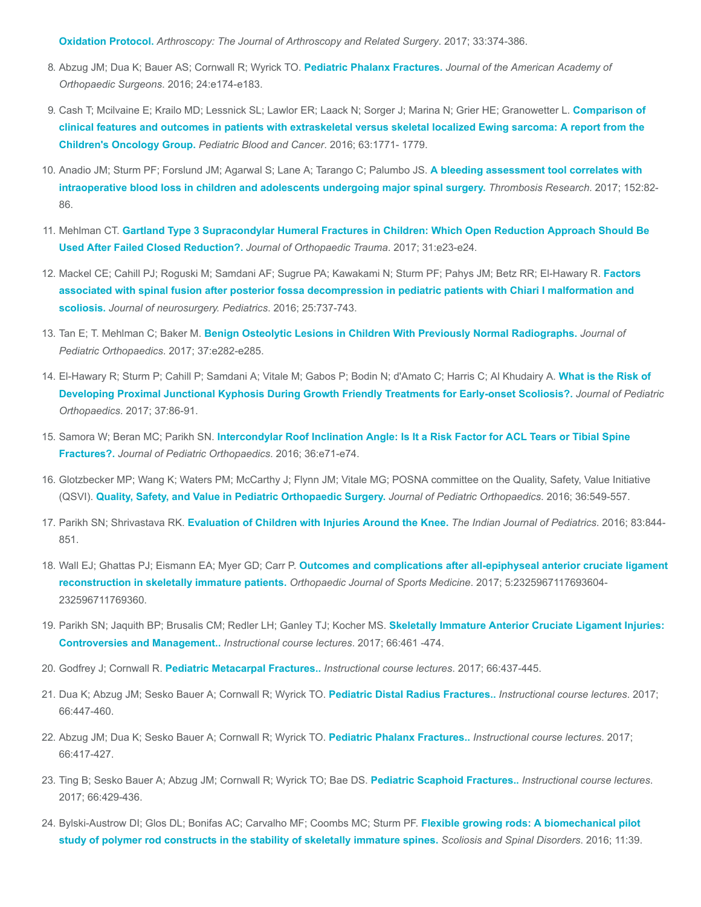**Oxidation Protocol.** *Arthroscopy: The Journal of Arthroscopy and Related Surgery*. 2017; 33:374-386.

8. Abzug JM; Dua K; Bauer AS; Cornwall R; Wyrick TO. **Pediatric Phalanx Fractures.** *Journal of the American Academy of Orthopaedic Surgeons*. 2016; 24:e174-e183.
9. Cash T; Mcilvaine E; Krailo MD; Lessnick SL; Lawlor ER; Laack N; Sorger J; Marina N; Grier HE; Granowetter L. **Comparison of clinical features and outcomes in patients with extraskeletal versus skeletal localized Ewing sarcoma: A report from the Children's Oncology Group.** *Pediatric Blood and Cancer*. 2016; 63:1771- 1779.
10. Anadio JM; Sturm PF; Forslund JM; Agarwal S; Lane A; Tarango C; Palumbo JS. **A bleeding assessment tool correlates with intraoperative blood loss in children and adolescents undergoing major spinal surgery.** *Thrombosis Research*. 2017; 152:82-86.
11. Mehlman CT. **Gartland Type 3 Supracondylar Humeral Fractures in Children: Which Open Reduction Approach Should Be Used After Failed Closed Reduction?.** *Journal of Orthopaedic Trauma*. 2017; 31:e23-e24.
12. Mackel CE; Cahill PJ; Roguski M; Samdani AF; Sugrue PA; Kawakami N; Sturm PF; Pahys JM; Betz RR; El-Hawary R. **Factors associated with spinal fusion after posterior fossa decompression in pediatric patients with Chiari I malformation and scoliosis.** *Journal of neurosurgery. Pediatrics*. 2016; 25:737-743.
13. Tan E; T. Mehlman C; Baker M. **Benign Osteolytic Lesions in Children With Previously Normal Radiographs.** *Journal of Pediatric Orthopaedics*. 2017; 37:e282-e285.
14. El-Hawary R; Sturm P; Cahill P; Samdani A; Vitale M; Gabos P; Bodin N; d'Amato C; Harris C; Al Khudairy A. **What is the Risk of Developing Proximal Junctional Kyphosis During Growth Friendly Treatments for Early-onset Scoliosis?.** *Journal of Pediatric Orthopaedics*. 2017; 37:86-91.
15. Samora W; Beran MC; Parikh SN. **Intercondylar Roof Inclination Angle: Is It a Risk Factor for ACL Tears or Tibial Spine Fractures?.** *Journal of Pediatric Orthopaedics*. 2016; 36:e71-e74.
16. Glotzbecker MP; Wang K; Waters PM; McCarthy J; Flynn JM; Vitale MG; POSNA committee on the Quality, Safety, Value Initiative (QSVI). **Quality, Safety, and Value in Pediatric Orthopaedic Surgery.** *Journal of Pediatric Orthopaedics*. 2016; 36:549-557.
17. Parikh SN; Shrivastava RK. **Evaluation of Children with Injuries Around the Knee.** *The Indian Journal of Pediatrics*. 2016; 83:844-851.
18. Wall EJ; Ghattas PJ; Eismann EA; Myer GD; Carr P. **Outcomes and complications after all-epiphyseal anterior cruciate ligament reconstruction in skeletally immature patients.** *Orthopaedic Journal of Sports Medicine*. 2017; 5:2325967117693604-232596711769360.
19. Parikh SN; Jaquith BP; Brusalis CM; Redler LH; Ganley TJ; Kocher MS. **Skeletally Immature Anterior Cruciate Ligament Injuries: Controversies and Management..** *Instructional course lectures*. 2017; 66:461 -474.
20. Godfrey J; Cornwall R. **Pediatric Metacarpal Fractures..** *Instructional course lectures*. 2017; 66:437-445.
21. Dua K; Abzug JM; Sesko Bauer A; Cornwall R; Wyrick TO. **Pediatric Distal Radius Fractures..** *Instructional course lectures*. 2017; 66:447-460.
22. Abzug JM; Dua K; Sesko Bauer A; Cornwall R; Wyrick TO. **Pediatric Phalanx Fractures..** *Instructional course lectures*. 2017; 66:417-427.
23. Ting B; Sesko Bauer A; Abzug JM; Cornwall R; Wyrick TO; Bae DS. **Pediatric Scaphoid Fractures..** *Instructional course lectures*. 2017; 66:429-436.
24. Bylski-Austrow DI; Glos DL; Bonifas AC; Carvalho MF; Coombs MC; Sturm PF. **Flexible growing rods: A biomechanical pilot study of polymer rod constructs in the stability of skeletally immature spines.** *Scoliosis and Spinal Disorders*. 2016; 11:39.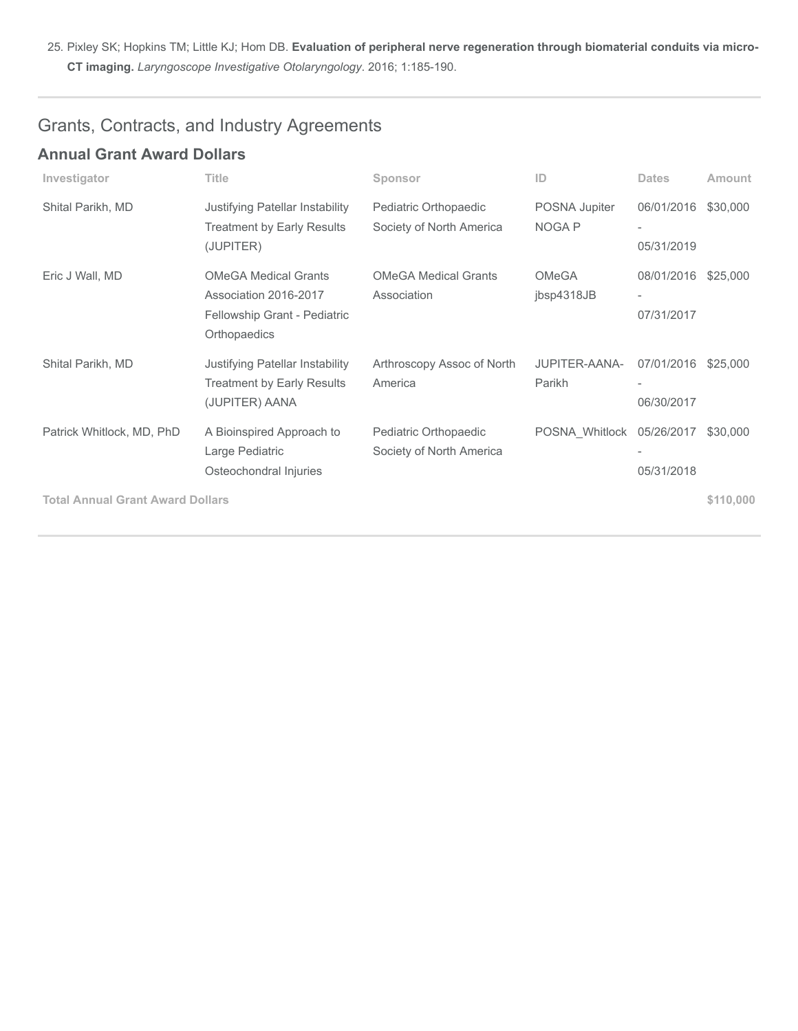25. Pixley SK; Hopkins TM; Little KJ; Hom DB. **Evaluation of peripheral nerve regeneration through biomaterial conduits via micro-CT imaging.** *Laryngoscope Investigative Otolaryngology*. 2016; 1:185-190.

## Grants, Contracts, and Industry Agreements

### Annual Grant Award Dollars

| Investigator | Title | Sponsor | ID | Dates | Amount |
|---|---|---|---|---|---|
| Shital Parikh, MD | Justifying Patellar Instability Treatment by Early Results (JUPITER) | Pediatric Orthopaedic Society of North America | POSNA Jupiter NOGA P | 06/01/2016 - 05/31/2019 | $30,000 |
| Eric J Wall, MD | OMeGA Medical Grants Association 2016-2017 Fellowship Grant - Pediatric Orthopaedics | OMeGA Medical Grants Association | OMeGA jbsp4318JB | 08/01/2016 - 07/31/2017 | $25,000 |
| Shital Parikh, MD | Justifying Patellar Instability Treatment by Early Results (JUPITER) AANA | Arthroscopy Assoc of North America | JUPITER-AANA-Parikh | 07/01/2016 - 06/30/2017 | $25,000 |
| Patrick Whitlock, MD, PhD | A Bioinspired Approach to Large Pediatric Osteochondral Injuries | Pediatric Orthopaedic Society of North America | POSNA_Whitlock | 05/26/2017 - 05/31/2018 | $30,000 |
| **Total Annual Grant Award Dollars** | | | | | **$110,000** |